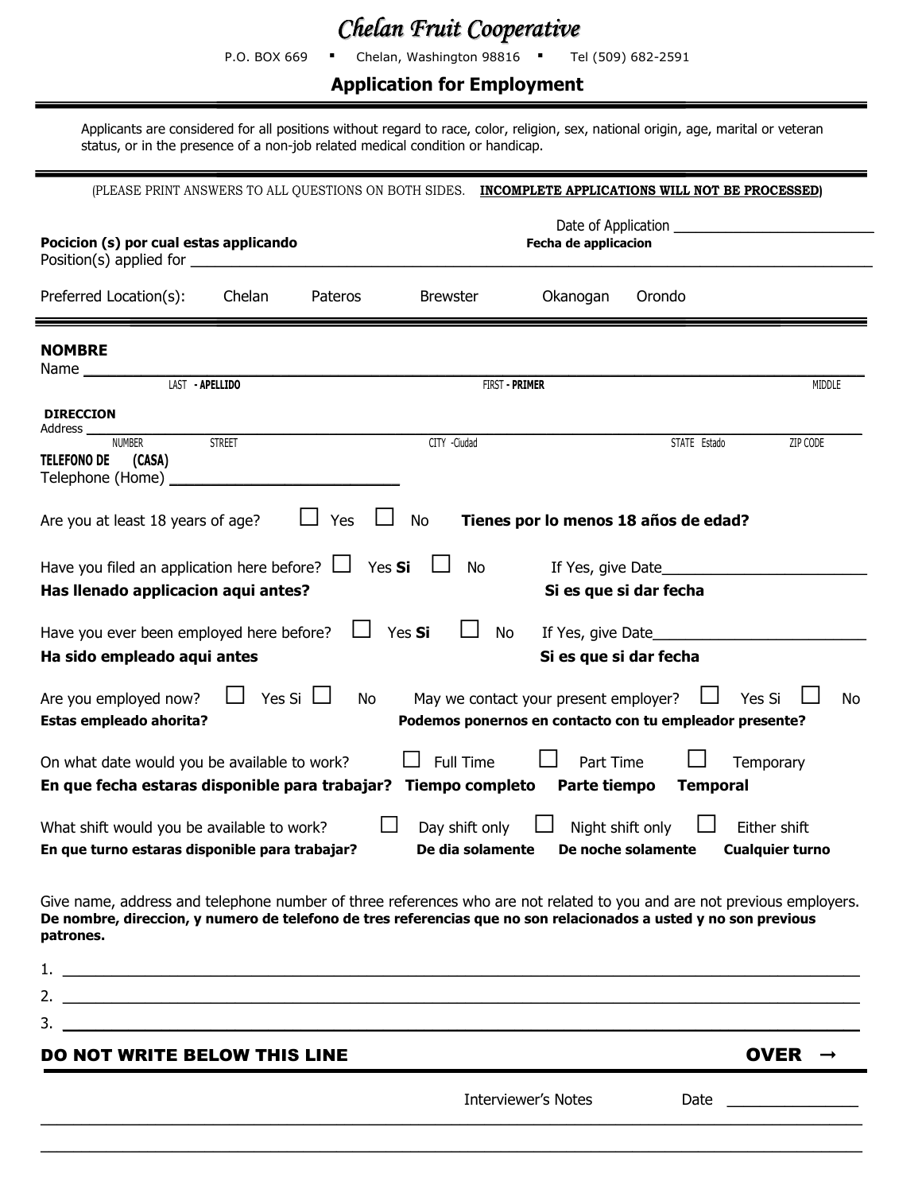# *Chelan Fruit Cooperative*

P.O. BOX 669 ▪ Chelan, Washington 98816 ▪ Tel (509) 682-2591

## Application for Employment

Applicants are considered for all positions without regard to race, color, religion, sex, national origin, age, marital or veteran status, or in the presence of a non-job related medical condition or handicap.

(PLEASE PRINT ANSWERS TO ALL QUESTIONS ON BOTH SIDES. **INCOMPLETE APPLICATIONS WILL NOT BE PROCESSED**)

Date of Application ____________________
**Fecha de applicacion**

**Pocicion (s) por cual estas applicando**
Position(s) applied for ______________________________

Preferred Location(s): Chelan Pateros Brewster Okanogan Orondo

**NOMBRE**
Name ______________________________
LAST **- APELLIDO** FIRST **- PRIMER** MIDDLE

**DIRECCION**
Address ______________________________
NUMBER STREET CITY -Ciudad STATE Estado ZIP CODE

**TELEFONO DE (CASA)**
Telephone (Home) ____________________

Are you at least 18 years of age? ☐ Yes ☐ No **Tienes por lo menos 18 años de edad?**

Have you filed an application here before? ☐ Yes **Si** ☐ No If Yes, give Date____________________
**Has llenado applicacion aqui antes?** **Si es que si dar fecha**

Have you ever been employed here before? ☐ Yes **Si** ☐ No If Yes, give Date____________________
**Ha sido empleado aqui antes** **Si es que si dar fecha**

Are you employed now? ☐ Yes Si ☐ No May we contact your present employer? ☐ Yes Si ☐ No
**Estas empleado ahorita?** **Podemos ponernos en contacto con tu empleador presente?**

On what date would you be available to work? ☐ Full Time ☐ Part Time ☐ Temporary
**En que fecha estaras disponible para trabajar? Tiempo completo Parte tiempo Temporal**

What shift would you be available to work? ☐ Day shift only ☐ Night shift only ☐ Either shift
**En que turno estaras disponible para trabajar? De dia solamente De noche solamente Cualquier turno**

Give name, address and telephone number of three references who are not related to you and are not previous employers.
**De nombre, direccion, y numero de telefono de tres referencias que no son relacionados a usted y no son previous patrones.**

1. ______________________________
2. ______________________________
3. ______________________________

**DO NOT WRITE BELOW THIS LINE** **OVER →**

Interviewer's Notes Date ____________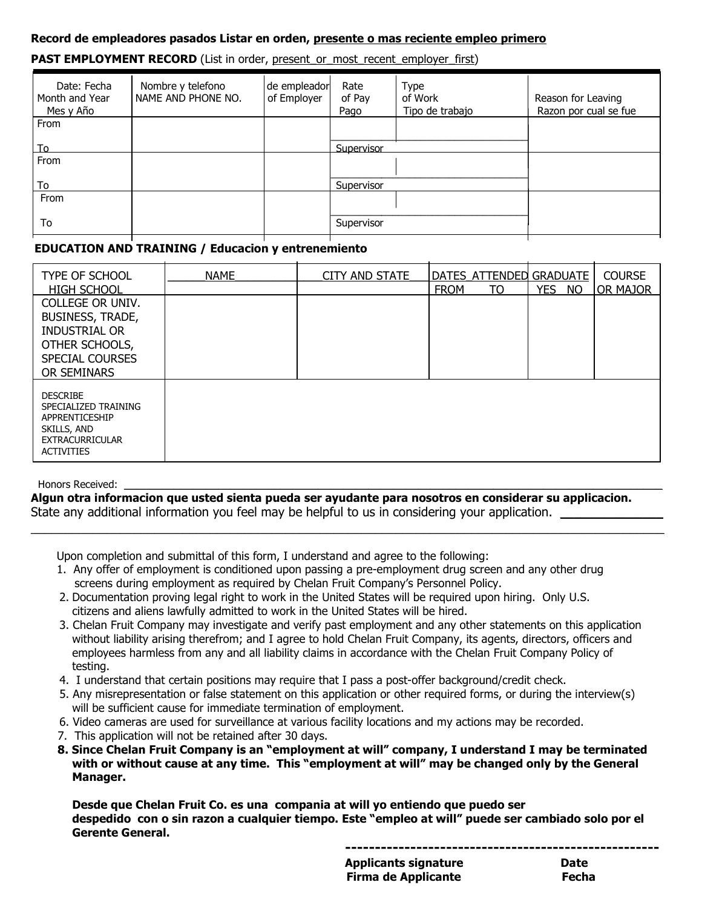**Record de empleadores pasados Listar en orden, presente o mas reciente empleo primero**

**PAST EMPLOYMENT RECORD** (List in order, present_or_most_recent_employer_first)

| Date: Fecha Month and Year Mes y Año | Nombre y telefono NAME AND PHONE NO. | de empleador of Employer | Rate of Pay Pago | Type of Work Tipo de trabajo | Reason for Leaving Razon por cual se fue |
|---|---|---|---|---|---|
| From<br>To | | | Supervisor | | |
| From<br>To | | | Supervisor | | |
| From<br>To | | | Supervisor | | |

**EDUCATION AND TRAINING / Educacion y entrenemiento**

| TYPE OF SCHOOL | NAME | CITY AND STATE | DATES ATTENDED FROM TO | GRADUATE YES NO | COURSE OR MAJOR |
|---|---|---|---|---|---|
| HIGH SCHOOL | | | | | |
| COLLEGE OR UNIV. BUSINESS, TRADE, INDUSTRIAL OR OTHER SCHOOLS, SPECIAL COURSES OR SEMINARS | | | | | |
| DESCRIBE SPECIALIZED TRAINING APPRENTICESHIP SKILLS, AND EXTRACURRICULAR ACTIVITIES | | | | | |

Honors Received: ______________________________________________

**Algun otra informacion que usted sienta pueda ser ayudante para nosotros en considerar su applicacion.**
State any additional information you feel may be helpful to us in considering your application. ______________

______________________________________________

Upon completion and submittal of this form, I understand and agree to the following:

1. Any offer of employment is conditioned upon passing a pre-employment drug screen and any other drug screens during employment as required by Chelan Fruit Company's Personnel Policy.
2. Documentation proving legal right to work in the United States will be required upon hiring. Only U.S. citizens and aliens lawfully admitted to work in the United States will be hired.
3. Chelan Fruit Company may investigate and verify past employment and any other statements on this application without liability arising therefrom; and I agree to hold Chelan Fruit Company, its agents, directors, officers and employees harmless from any and all liability claims in accordance with the Chelan Fruit Company Policy of testing.
4. I understand that certain positions may require that I pass a post-offer background/credit check.
5. Any misrepresentation or false statement on this application or other required forms, or during the interview(s) will be sufficient cause for immediate termination of employment.
6. Video cameras are used for surveillance at various facility locations and my actions may be recorded.
7. This application will not be retained after 30 days.
8. **Since Chelan Fruit Company is an "employment at will" company, I understand I may be terminated with or without cause at any time. This "employment at will" may be changed only by the General Manager.**

   **Desde que Chelan Fruit Co. es una compania at will yo entiendo que puedo ser despedido con o sin razon a cualquier tiempo. Este "empleo at will" puede ser cambiado solo por el Gerente General.**

----------------------------------------------------

**Applicants signature** — **Date**
**Firma de Applicante** — **Fecha**